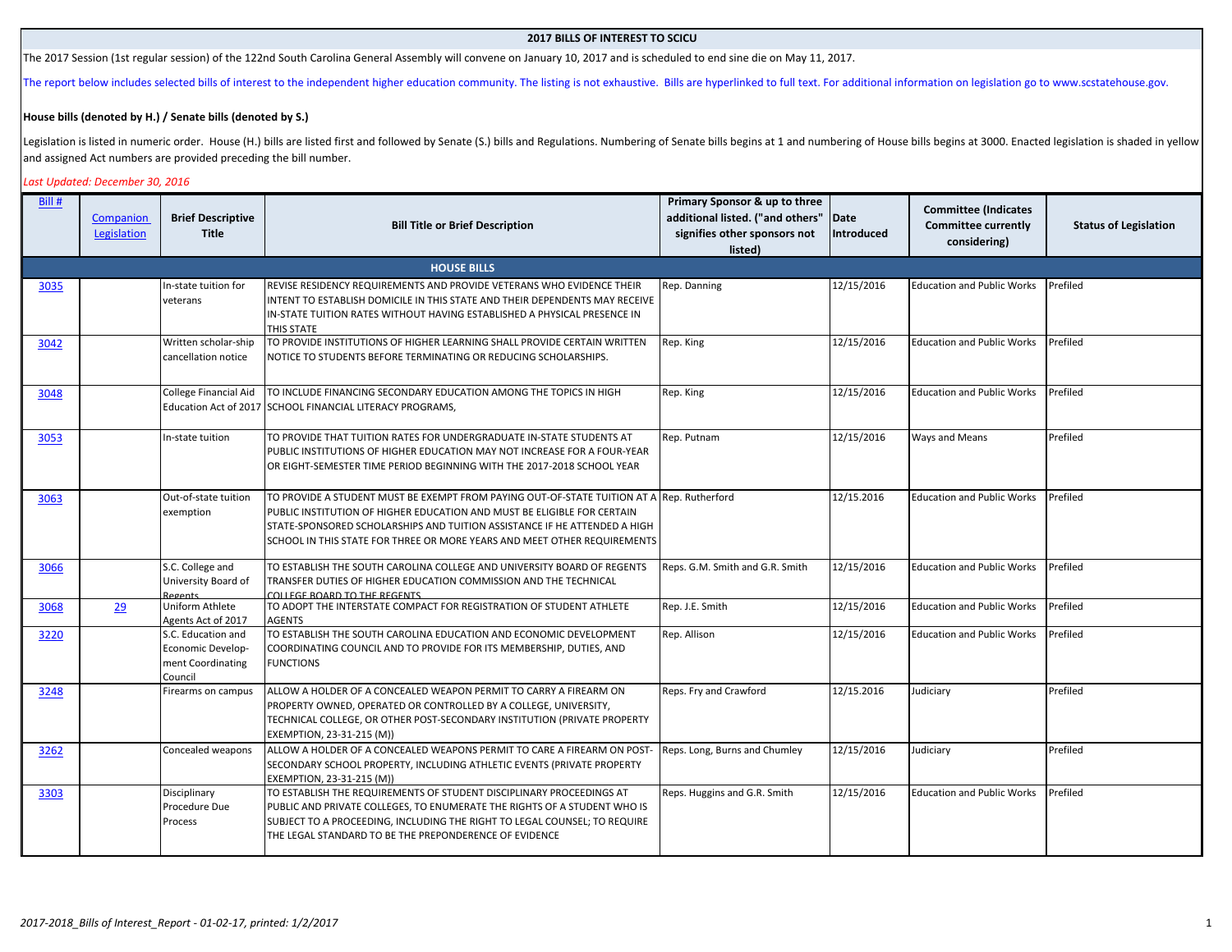## 2017 BILLS OF INTEREST TO SCICU

The 2017 Session (1st regular session) of the 122nd South Carolina General Assembly will convene on January 10, 2017 and is scheduled to end sine die on May 11, 2017.

The report below includes selected bills of interest to the independent higher education community. The listing is not exhaustive. Bills are hyperlinked to full text. For additional information on legislation go to www.scstatehouse.gov.

**House bills (denoted by H.) / Senate bills (denoted by S.)**

Legislation is listed in numeric order. House (H.) bills are listed first and followed by Senate (S.) bills and Regulations. Numbering of Senate bills begins at 1 and numbering of House bills begins at 3000. Enacted legislation is shaded in yellow and assigned Act numbers are provided preceding the bill number.

*Last Updated: December 30, 2016*

| Bill # | Companion Legislation | Brief Descriptive Title | Bill Title or Brief Description | Primary Sponsor & up to three additional listed. ("and others" signifies other sponsors not listed) | Date Introduced | Committee (Indicates Committee currently considering) | Status of Legislation |
|---|---|---|---|---|---|---|---|
| **HOUSE BILLS** | | | | | | | |
| 3035 | | In-state tuition for veterans | REVISE RESIDENCY REQUIREMENTS AND PROVIDE VETERANS WHO EVIDENCE THEIR INTENT TO ESTABLISH DOMICILE IN THIS STATE AND THEIR DEPENDENTS MAY RECEIVE IN-STATE TUITION RATES WITHOUT HAVING ESTABLISHED A PHYSICAL PRESENCE IN THIS STATE | Rep. Danning | 12/15/2016 | Education and Public Works | Prefiled |
| 3042 | | Written scholar-ship cancellation notice | TO PROVIDE INSTITUTIONS OF HIGHER LEARNING SHALL PROVIDE CERTAIN WRITTEN NOTICE TO STUDENTS BEFORE TERMINATING OR REDUCING SCHOLARSHIPS. | Rep. King | 12/15/2016 | Education and Public Works | Prefiled |
| 3048 | | College Financial Aid Education Act of 2017 | TO INCLUDE FINANCING SECONDARY EDUCATION AMONG THE TOPICS IN HIGH SCHOOL FINANCIAL LITERACY PROGRAMS, | Rep. King | 12/15/2016 | Education and Public Works | Prefiled |
| 3053 | | In-state tuition | TO PROVIDE THAT TUITION RATES FOR UNDERGRADUATE IN-STATE STUDENTS AT PUBLIC INSTITUTIONS OF HIGHER EDUCATION MAY NOT INCREASE FOR A FOUR-YEAR OR EIGHT-SEMESTER TIME PERIOD BEGINNING WITH THE 2017-2018 SCHOOL YEAR | Rep. Putnam | 12/15/2016 | Ways and Means | Prefiled |
| 3063 | | Out-of-state tuition exemption | TO PROVIDE A STUDENT MUST BE EXEMPT FROM PAYING OUT-OF-STATE TUITION AT A PUBLIC INSTITUTION OF HIGHER EDUCATION AND MUST BE ELIGIBLE FOR CERTAIN STATE-SPONSORED SCHOLARSHIPS AND TUITION ASSISTANCE IF HE ATTENDED A HIGH SCHOOL IN THIS STATE FOR THREE OR MORE YEARS AND MEET OTHER REQUIREMENTS | Rep. Rutherford | 12/15.2016 | Education and Public Works | Prefiled |
| 3066 | | S.C. College and University Board of Regents | TO ESTABLISH THE SOUTH CAROLINA COLLEGE AND UNIVERSITY BOARD OF REGENTS TRANSFER DUTIES OF HIGHER EDUCATION COMMISSION AND THE TECHNICAL COLLEGE BOARD TO THE REGENTS | Reps. G.M. Smith and G.R. Smith | 12/15/2016 | Education and Public Works | Prefiled |
| 3068 | 29 | Uniform Athlete Agents Act of 2017 | TO ADOPT THE INTERSTATE COMPACT FOR REGISTRATION OF STUDENT ATHLETE AGENTS | Rep. J.E. Smith | 12/15/2016 | Education and Public Works | Prefiled |
| 3220 | | S.C. Education and Economic Develop-ment Coordinating Council | TO ESTABLISH THE SOUTH CAROLINA EDUCATION AND ECONOMIC DEVELOPMENT COORDINATING COUNCIL AND TO PROVIDE FOR ITS MEMBERSHIP, DUTIES, AND FUNCTIONS | Rep. Allison | 12/15/2016 | Education and Public Works | Prefiled |
| 3248 | | Firearms on campus | ALLOW A HOLDER OF A CONCEALED WEAPON PERMIT TO CARRY A FIREARM ON PROPERTY OWNED, OPERATED OR CONTROLLED BY A COLLEGE, UNIVERSITY, TECHNICAL COLLEGE, OR OTHER POST-SECONDARY INSTITUTION (PRIVATE PROPERTY EXEMPTION, 23-31-215 (M)) | Reps. Fry and Crawford | 12/15.2016 | Judiciary | Prefiled |
| 3262 | | Concealed weapons | ALLOW A HOLDER OF A CONCEALED WEAPONS PERMIT TO CARE A FIREARM ON POST-SECONDARY SCHOOL PROPERTY, INCLUDING ATHLETIC EVENTS (PRIVATE PROPERTY EXEMPTION, 23-31-215 (M)) | Reps. Long, Burns and Chumley | 12/15/2016 | Judiciary | Prefiled |
| 3303 | | Disciplinary Procedure Due Process | TO ESTABLISH THE REQUIREMENTS OF STUDENT DISCIPLINARY PROCEEDINGS AT PUBLIC AND PRIVATE COLLEGES, TO ENUMERATE THE RIGHTS OF A STUDENT WHO IS SUBJECT TO A PROCEEDING, INCLUDING THE RIGHT TO LEGAL COUNSEL; TO REQUIRE THE LEGAL STANDARD TO BE THE PREPONDERENCE OF EVIDENCE | Reps. Huggins and G.R. Smith | 12/15/2016 | Education and Public Works | Prefiled |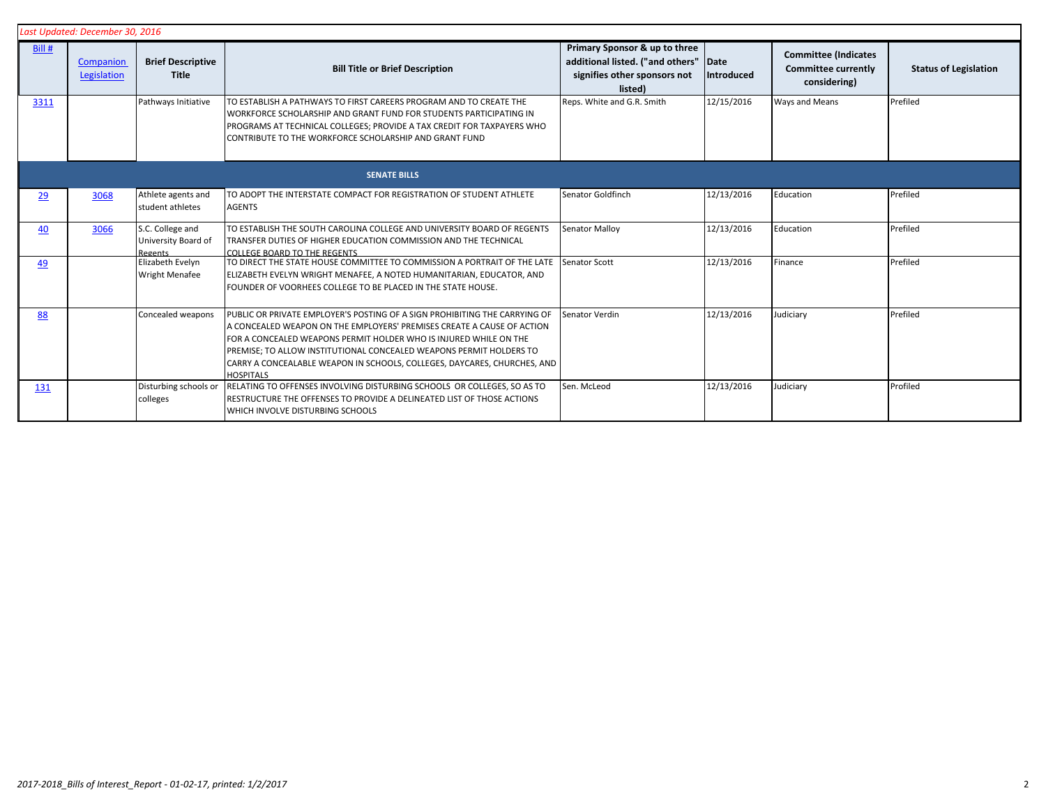*Last Updated: December 30, 2016*

| Bill # | Companion Legislation | Brief Descriptive Title | Bill Title or Brief Description | Primary Sponsor & up to three additional listed. ("and others" signifies other sponsors not listed) | Date Introduced | Committee (Indicates Committee currently considering) | Status of Legislation |
|---|---|---|---|---|---|---|---|
| 3311 | | Pathways Initiative | TO ESTABLISH A PATHWAYS TO FIRST CAREERS PROGRAM AND TO CREATE THE WORKFORCE SCHOLARSHIP AND GRANT FUND FOR STUDENTS PARTICIPATING IN PROGRAMS AT TECHNICAL COLLEGES; PROVIDE A TAX CREDIT FOR TAXPAYERS WHO CONTRIBUTE TO THE WORKFORCE SCHOLARSHIP AND GRANT FUND | Reps. White and G.R. Smith | 12/15/2016 | Ways and Means | Prefiled |
| **SENATE BILLS** | | | | | | | |
| 29 | 3068 | Athlete agents and student athletes | TO ADOPT THE INTERSTATE COMPACT FOR REGISTRATION OF STUDENT ATHLETE AGENTS | Senator Goldfinch | 12/13/2016 | Education | Prefiled |
| 40 | 3066 | S.C. College and University Board of Regents | TO ESTABLISH THE SOUTH CAROLINA COLLEGE AND UNIVERSITY BOARD OF REGENTS TRANSFER DUTIES OF HIGHER EDUCATION COMMISSION AND THE TECHNICAL COLLEGE BOARD TO THE REGENTS | Senator Malloy | 12/13/2016 | Education | Prefiled |
| 49 | | Elizabeth Evelyn Wright Menafee | TO DIRECT THE STATE HOUSE COMMITTEE TO COMMISSION A PORTRAIT OF THE LATE ELIZABETH EVELYN WRIGHT MENAFEE, A NOTED HUMANITARIAN, EDUCATOR, AND FOUNDER OF VOORHEES COLLEGE TO BE PLACED IN THE STATE HOUSE. | Senator Scott | 12/13/2016 | Finance | Prefiled |
| 88 | | Concealed weapons | PUBLIC OR PRIVATE EMPLOYER'S POSTING OF A SIGN PROHIBITING THE CARRYING OF A CONCEALED WEAPON ON THE EMPLOYERS' PREMISES CREATE A CAUSE OF ACTION FOR A CONCEALED WEAPONS PERMIT HOLDER WHO IS INJURED WHILE ON THE PREMISE; TO ALLOW INSTITUTIONAL CONCEALED WEAPONS PERMIT HOLDERS TO CARRY A CONCEALABLE WEAPON IN SCHOOLS, COLLEGES, DAYCARES, CHURCHES, AND HOSPITALS | Senator Verdin | 12/13/2016 | Judiciary | Prefiled |
| 131 | | Disturbing schools or colleges | RELATING TO OFFENSES INVOLVING DISTURBING SCHOOLS OR COLLEGES, SO AS TO RESTRUCTURE THE OFFENSES TO PROVIDE A DELINEATED LIST OF THOSE ACTIONS WHICH INVOLVE DISTURBING SCHOOLS | Sen. McLeod | 12/13/2016 | Judiciary | Profiled |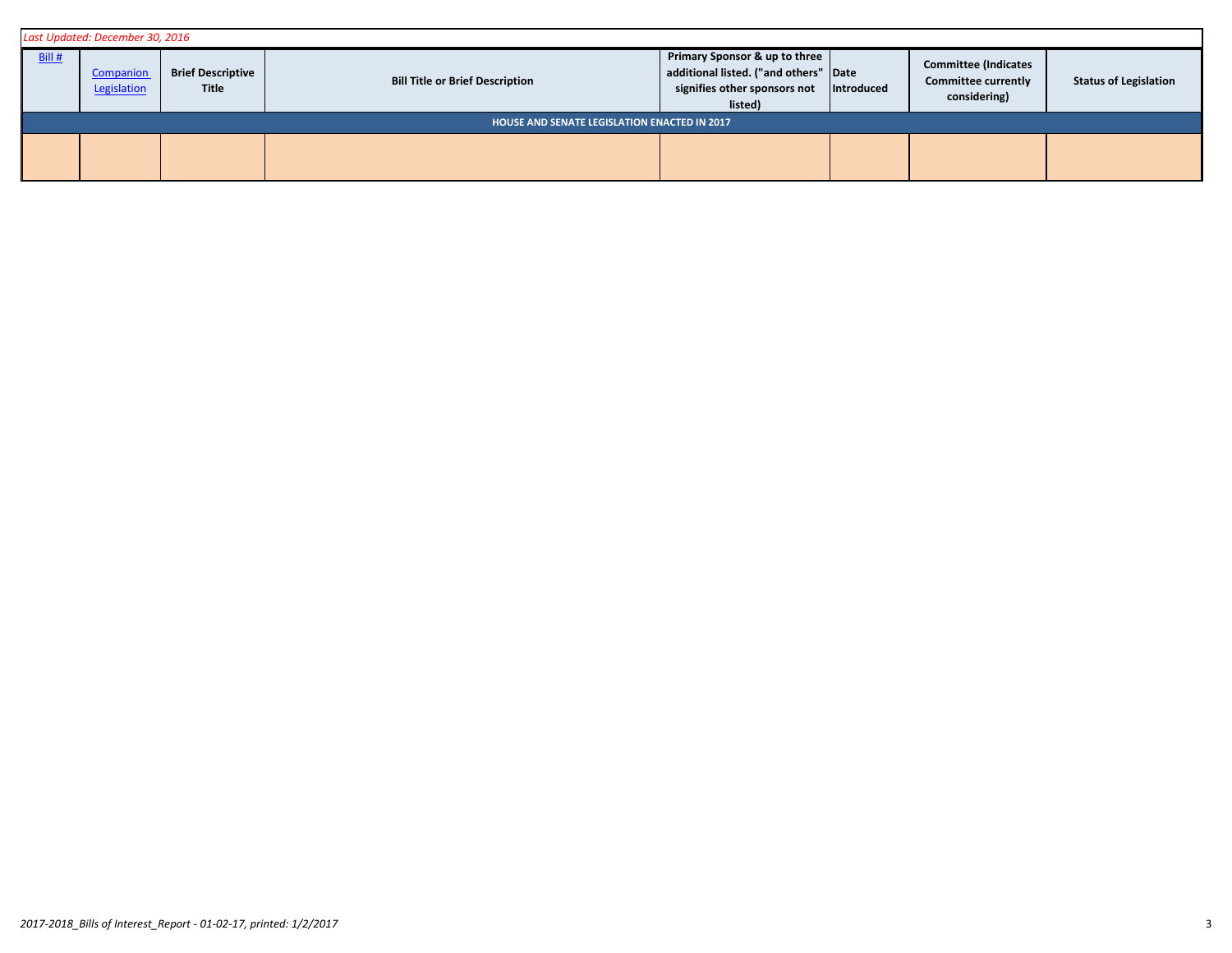*Last Updated: December 30, 2016*

| Bill # | Companion Legislation | Brief Descriptive Title | Bill Title or Brief Description | Primary Sponsor & up to three additional listed. ("and others" signifies other sponsors not listed) | Date Introduced | Committee (Indicates Committee currently considering) | Status of Legislation |
|---|---|---|---|---|---|---|---|
| **HOUSE AND SENATE LEGISLATION ENACTED IN 2017** | | | | | | | |
| | | | | | | | |